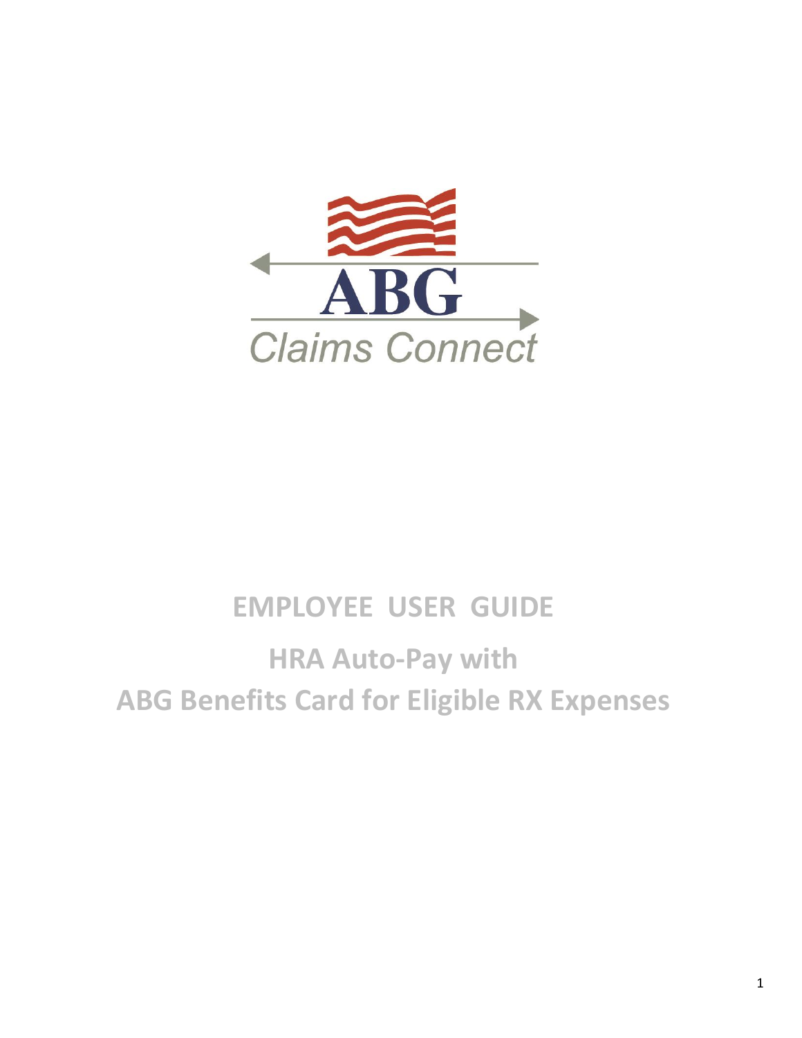ABG

Claims Connect

# EMPLOYEE USER GUIDE

## HRA Auto-Pay with

## ABG Benefits Card for Eligible RX Expenses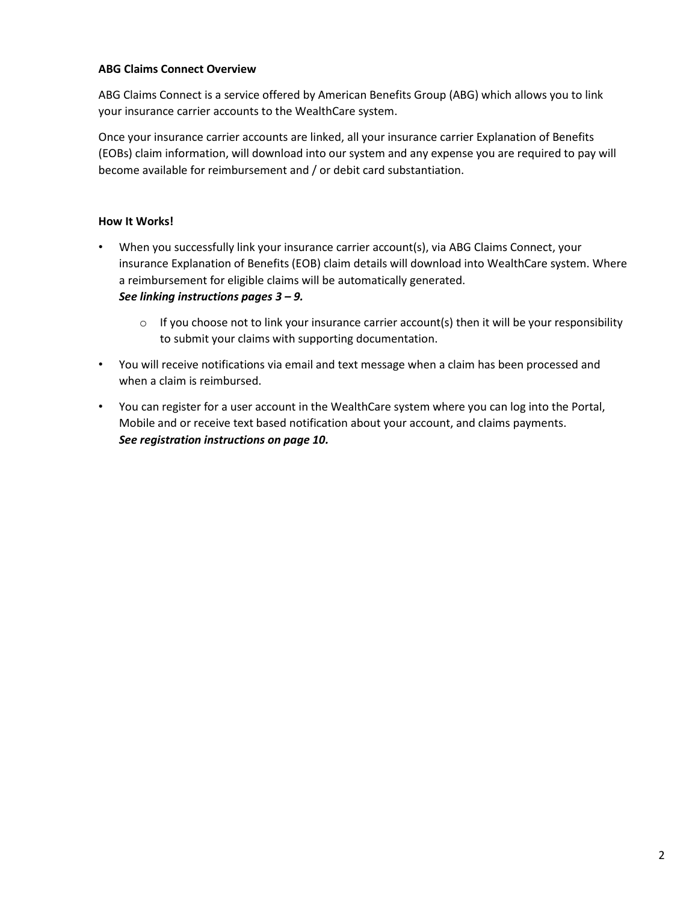**ABG Claims Connect Overview**

ABG Claims Connect is a service offered by American Benefits Group (ABG) which allows you to link your insurance carrier accounts to the WealthCare system.

Once your insurance carrier accounts are linked, all your insurance carrier Explanation of Benefits (EOBs) claim information, will download into our system and any expense you are required to pay will become available for reimbursement and / or debit card substantiation.

**How It Works!**

- When you successfully link your insurance carrier account(s), via ABG Claims Connect, your insurance Explanation of Benefits (EOB) claim details will download into WealthCare system. Where a reimbursement for eligible claims will be automatically generated.
  ***See linking instructions pages 3 – 9.***
    - If you choose not to link your insurance carrier account(s) then it will be your responsibility to submit your claims with supporting documentation.
- You will receive notifications via email and text message when a claim has been processed and when a claim is reimbursed.
- You can register for a user account in the WealthCare system where you can log into the Portal, Mobile and or receive text based notification about your account, and claims payments.
  ***See registration instructions on page 10.***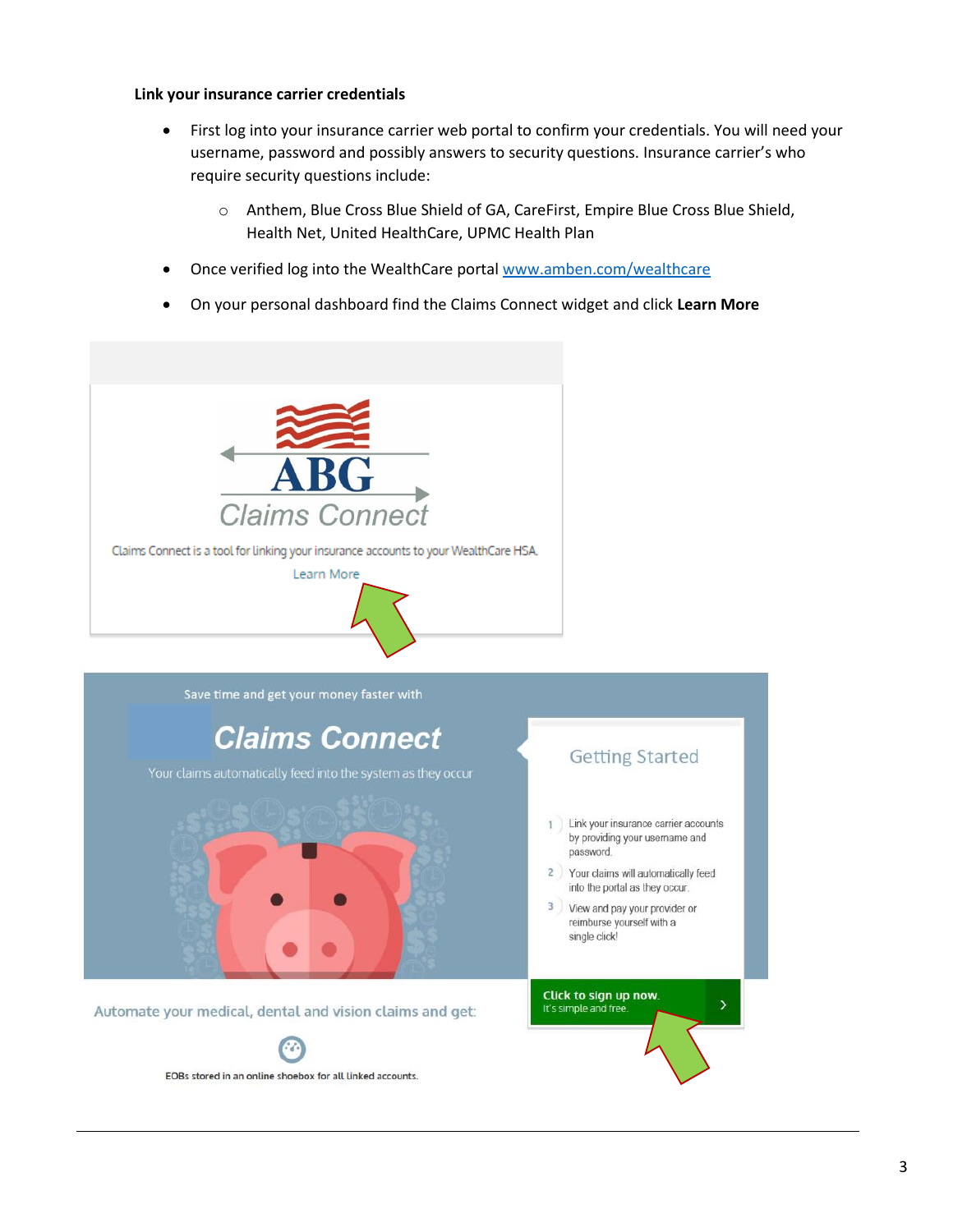**Link your insurance carrier credentials**

- First log into your insurance carrier web portal to confirm your credentials. You will need your username, password and possibly answers to security questions. Insurance carrier's who require security questions include:
  - Anthem, Blue Cross Blue Shield of GA, CareFirst, Empire Blue Cross Blue Shield, Health Net, United HealthCare, UPMC Health Plan
- Once verified log into the WealthCare portal [www.amben.com/wealthcare](www.amben.com/wealthcare)
- On your personal dashboard find the Claims Connect widget and click **Learn More**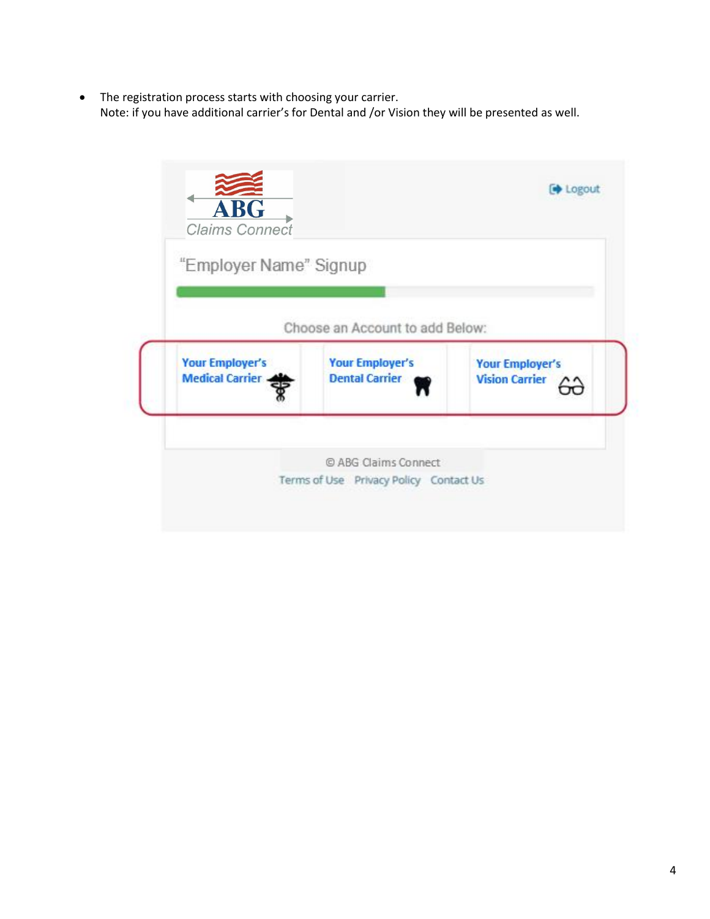- The registration process starts with choosing your carrier.
  Note: if you have additional carrier's for Dental and /or Vision they will be presented as well.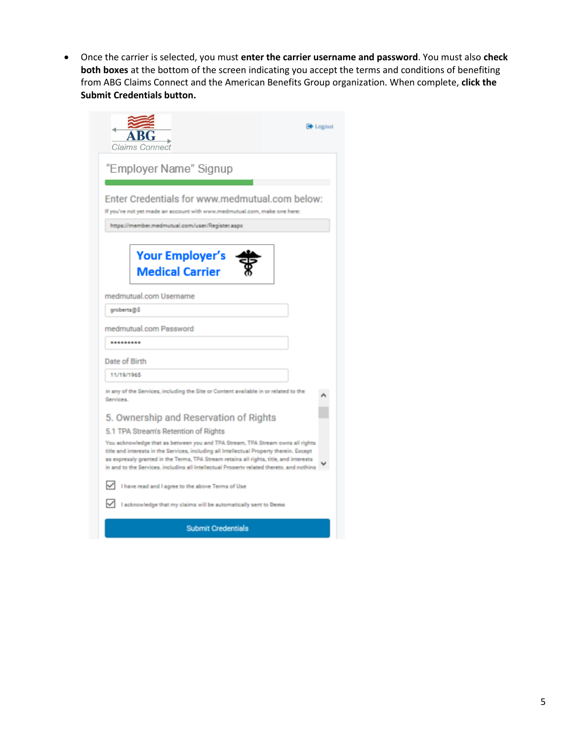- Once the carrier is selected, you must **enter the carrier username and password**. You must also **check both boxes** at the bottom of the screen indicating you accept the terms and conditions of benefiting from ABG Claims Connect and the American Benefits Group organization. When complete, **click the Submit Credentials button.**

ABG Claims Connect

Logout

"Employer Name" Signup

Enter Credentials for www.medmutual.com below:

If you've not yet made an account with www.medmutual.com, make one here:

https://member.medmutual.com/user/Register.aspx

**Your Employer's Medical Carrier**

medmutual.com Username

groberts@$

medmutual.com Password

\*\*\*\*\*\*\*\*\*

Date of Birth

11/19/1965

in any of the Services, including the Site or Content available in or related to the Services.

5. Ownership and Reservation of Rights

5.1 TPA Stream's Retention of Rights

You acknowledge that as between you and TPA Stream, TPA Stream owns all rights title and interests in the Services, including all Intellectual Property therein. Except as expressly granted in the Terms, TPA Stream retains all rights, title, and interests in and to the Services including all Intellectual Property related thereto and nothing

☑ I have read and I agree to the above Terms of Use

☑ I acknowledge that my claims will be automatically sent to Demo

Submit Credentials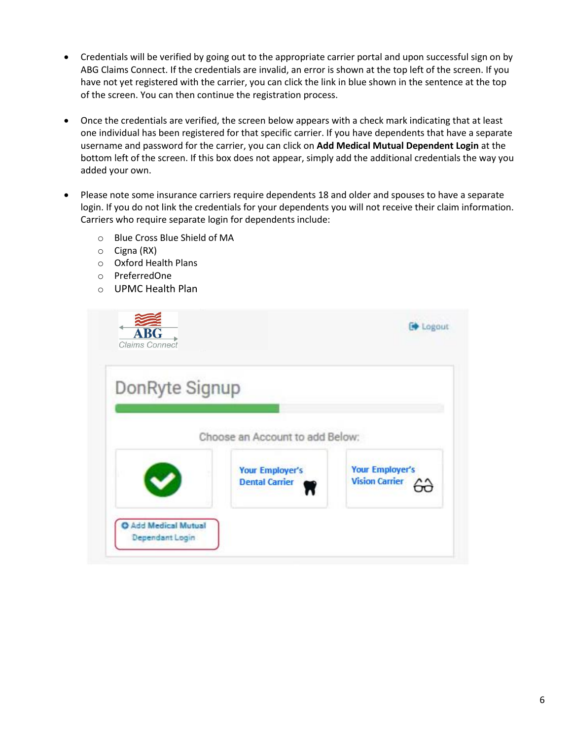- Credentials will be verified by going out to the appropriate carrier portal and upon successful sign on by ABG Claims Connect. If the credentials are invalid, an error is shown at the top left of the screen. If you have not yet registered with the carrier, you can click the link in blue shown in the sentence at the top of the screen. You can then continue the registration process.

- Once the credentials are verified, the screen below appears with a check mark indicating that at least one individual has been registered for that specific carrier. If you have dependents that have a separate username and password for the carrier, you can click on **Add Medical Mutual Dependent Login** at the bottom left of the screen. If this box does not appear, simply add the additional credentials the way you added your own.

- Please note some insurance carriers require dependents 18 and older and spouses to have a separate login. If you do not link the credentials for your dependents you will not receive their claim information. Carriers who require separate login for dependents include:
  - Blue Cross Blue Shield of MA
  - Cigna (RX)
  - Oxford Health Plans
  - PreferredOne
  - UPMC Health Plan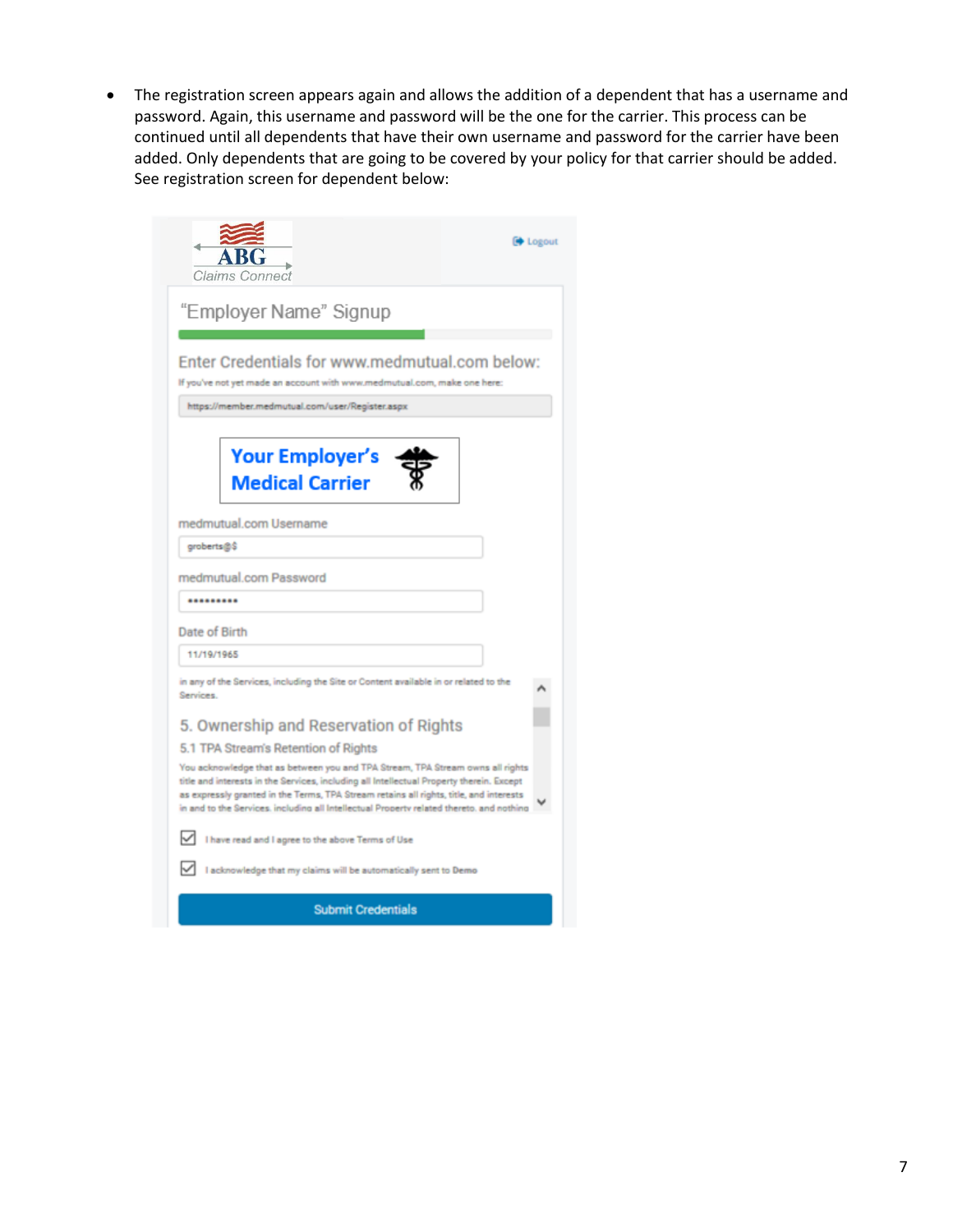- The registration screen appears again and allows the addition of a dependent that has a username and password. Again, this username and password will be the one for the carrier. This process can be continued until all dependents that have their own username and password for the carrier have been added. Only dependents that are going to be covered by your policy for that carrier should be added. See registration screen for dependent below:

ABG Claims Connect

Logout

"Employer Name" Signup

Enter Credentials for www.medmutual.com below:

If you've not yet made an account with www.medmutual.com, make one here:

https://member.medmutual.com/user/Register.aspx

Your Employer's Medical Carrier

medmutual.com Username

groberts@$

medmutual.com Password

•••••••••

Date of Birth

11/19/1965

in any of the Services, including the Site or Content available in or related to the Services.

5. Ownership and Reservation of Rights

5.1 TPA Stream's Retention of Rights

You acknowledge that as between you and TPA Stream, TPA Stream owns all rights title and interests in the Services, including all Intellectual Property therein. Except as expressly granted in the Terms, TPA Stream retains all rights, title, and interests in and to the Services, including all Intellectual Property related thereto, and nothing

☑ I have read and I agree to the above Terms of Use

☑ I acknowledge that my claims will be automatically sent to Demo

Submit Credentials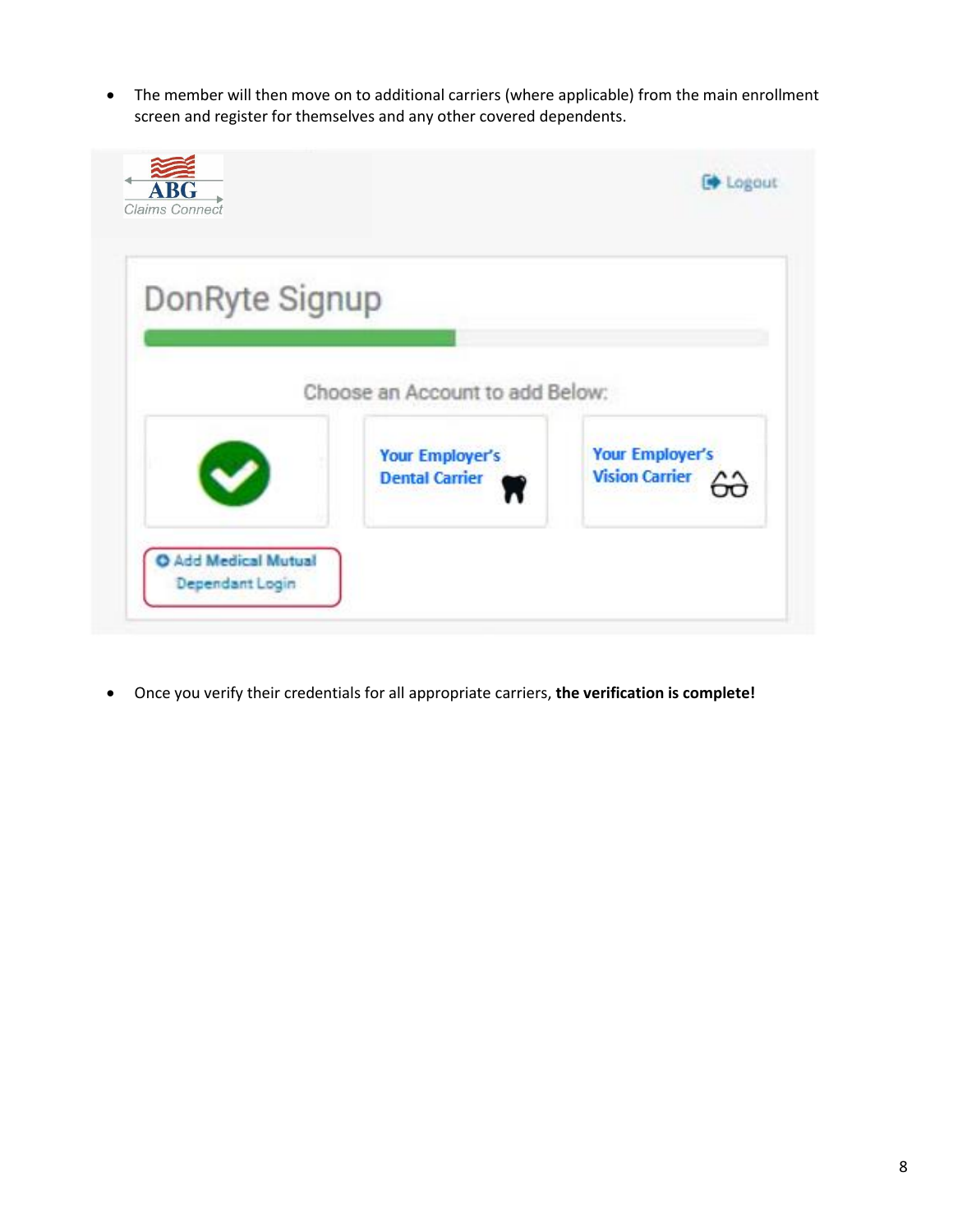- The member will then move on to additional carriers (where applicable) from the main enrollment screen and register for themselves and any other covered dependents.

ABG Claims Connect

Logout

DonRyte Signup

Choose an Account to add Below:

Your Employer's Dental Carrier

Your Employer's Vision Carrier

Add Medical Mutual Dependant Login

- Once you verify their credentials for all appropriate carriers, **the verification is complete!**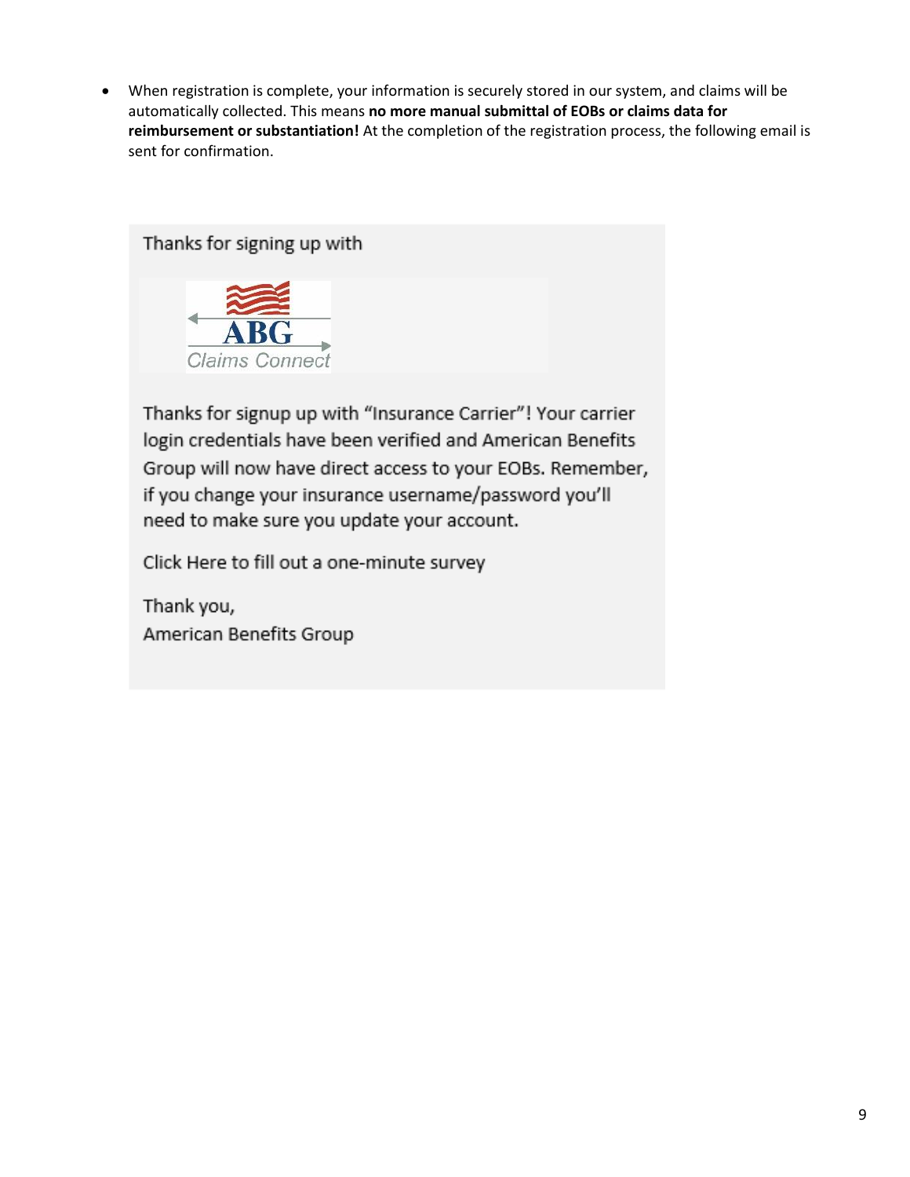- When registration is complete, your information is securely stored in our system, and claims will be automatically collected. This means **no more manual submittal of EOBs or claims data for reimbursement or substantiation!** At the completion of the registration process, the following email is sent for confirmation.

Thanks for signing up with

ABG
Claims Connect

Thanks for signup up with "Insurance Carrier"! Your carrier login credentials have been verified and American Benefits Group will now have direct access to your EOBs. Remember, if you change your insurance username/password you'll need to make sure you update your account.

Click Here to fill out a one-minute survey

Thank you,
American Benefits Group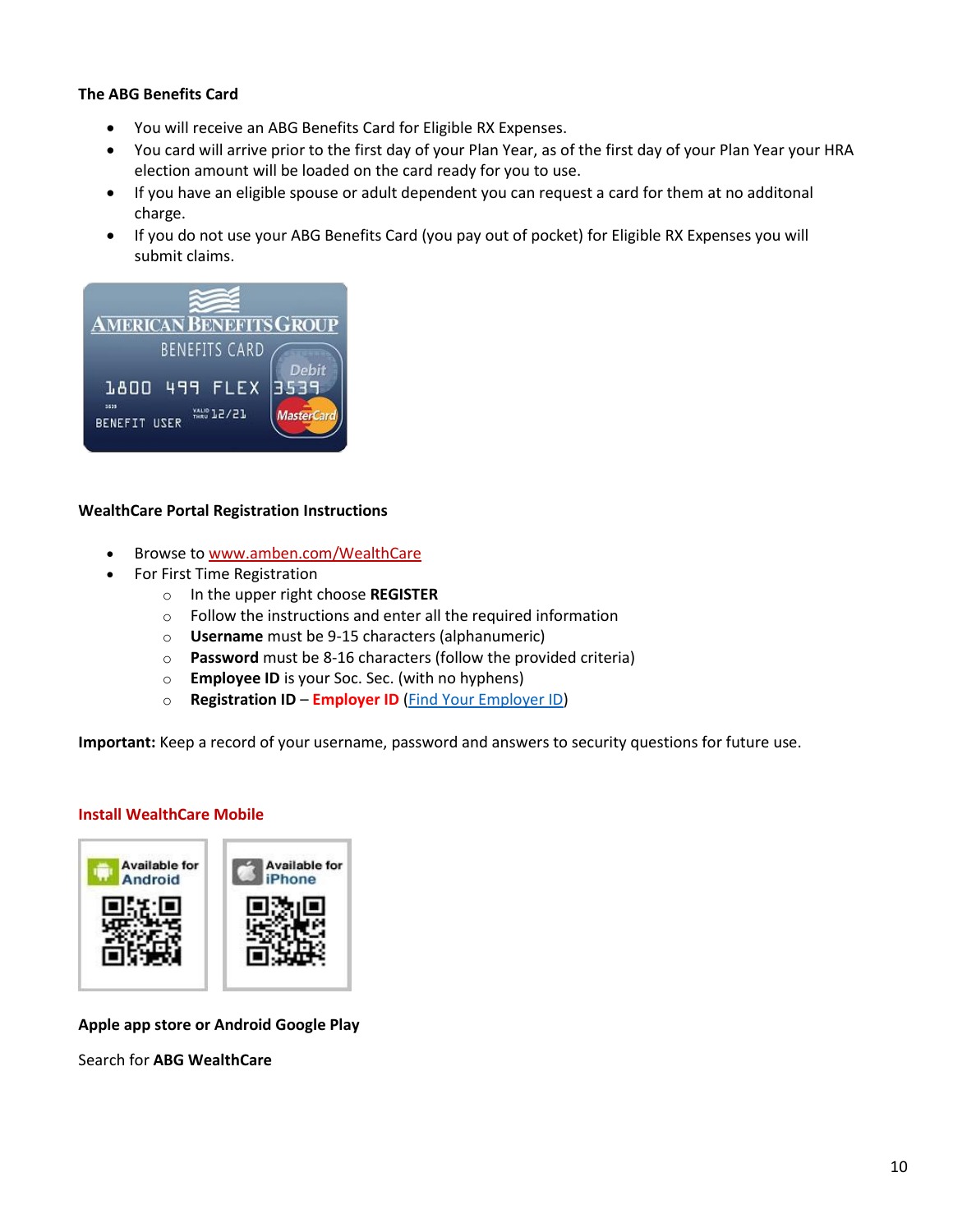**The ABG Benefits Card**

- You will receive an ABG Benefits Card for Eligible RX Expenses.
- You card will arrive prior to the first day of your Plan Year, as of the first day of your Plan Year your HRA election amount will be loaded on the card ready for you to use.
- If you have an eligible spouse or adult dependent you can request a card for them at no additonal charge.
- If you do not use your ABG Benefits Card (you pay out of pocket) for Eligible RX Expenses you will submit claims.

**WealthCare Portal Registration Instructions**

- Browse to [www.amben.com/WealthCare](www.amben.com/WealthCare)
- For First Time Registration
  - In the upper right choose **REGISTER**
  - Follow the instructions and enter all the required information
  - **Username** must be 9-15 characters (alphanumeric)
  - **Password** must be 8-16 characters (follow the provided criteria)
  - **Employee ID** is your Soc. Sec. (with no hyphens)
  - **Registration ID** – **Employer ID** (Find Your Employer ID)

**Important:** Keep a record of your username, password and answers to security questions for future use.

**Install WealthCare Mobile**

Available for Android

Available for iPhone

**Apple app store or Android Google Play**

Search for **ABG WealthCare**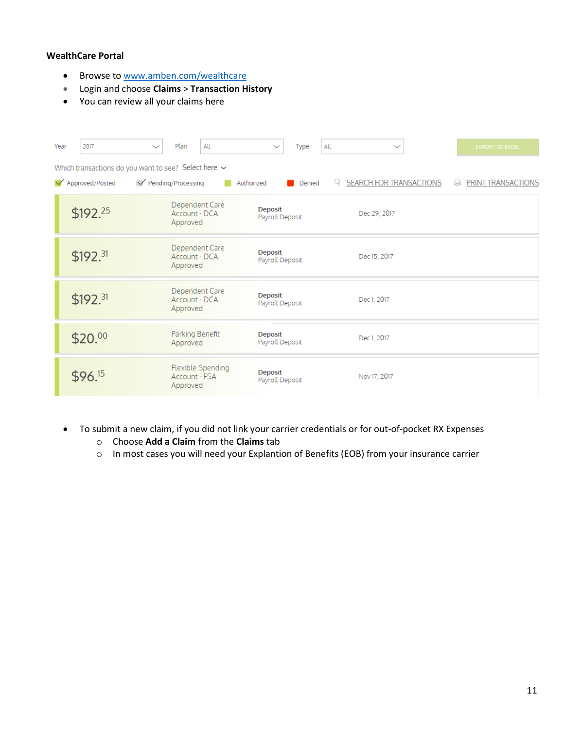**WealthCare Portal**

- Browse to www.amben.com/wealthcare
- Login and choose **Claims** > **Transaction History**
- You can review all your claims here

Year 2017 | Plan All | Type All | EXPORT TO EXCEL

Which transactions do you want to see? Select here

Approved/Posted | Pending/Processing | Authorized | Denied | SEARCH FOR TRANSACTIONS | PRINT TRANSACTIONS

| Amount | Plan / Status | Type | Date |
|---|---|---|---|
| $192.25 | Dependent Care Account - DCA Approved | Deposit Payroll Deposit | Dec 29, 2017 |
| $192.31 | Dependent Care Account - DCA Approved | Deposit Payroll Deposit | Dec 15, 2017 |
| $192.31 | Dependent Care Account - DCA Approved | Deposit Payroll Deposit | Dec 1, 2017 |
| $20.00 | Parking Benefit Approved | Deposit Payroll Deposit | Dec 1, 2017 |
| $96.15 | Flexible Spending Account - FSA Approved | Deposit Payroll Deposit | Nov 17, 2017 |

- To submit a new claim, if you did not link your carrier credentials or for out-of-pocket RX Expenses
  - Choose **Add a Claim** from the **Claims** tab
  - In most cases you will need your Explantion of Benefits (EOB) from your insurance carrier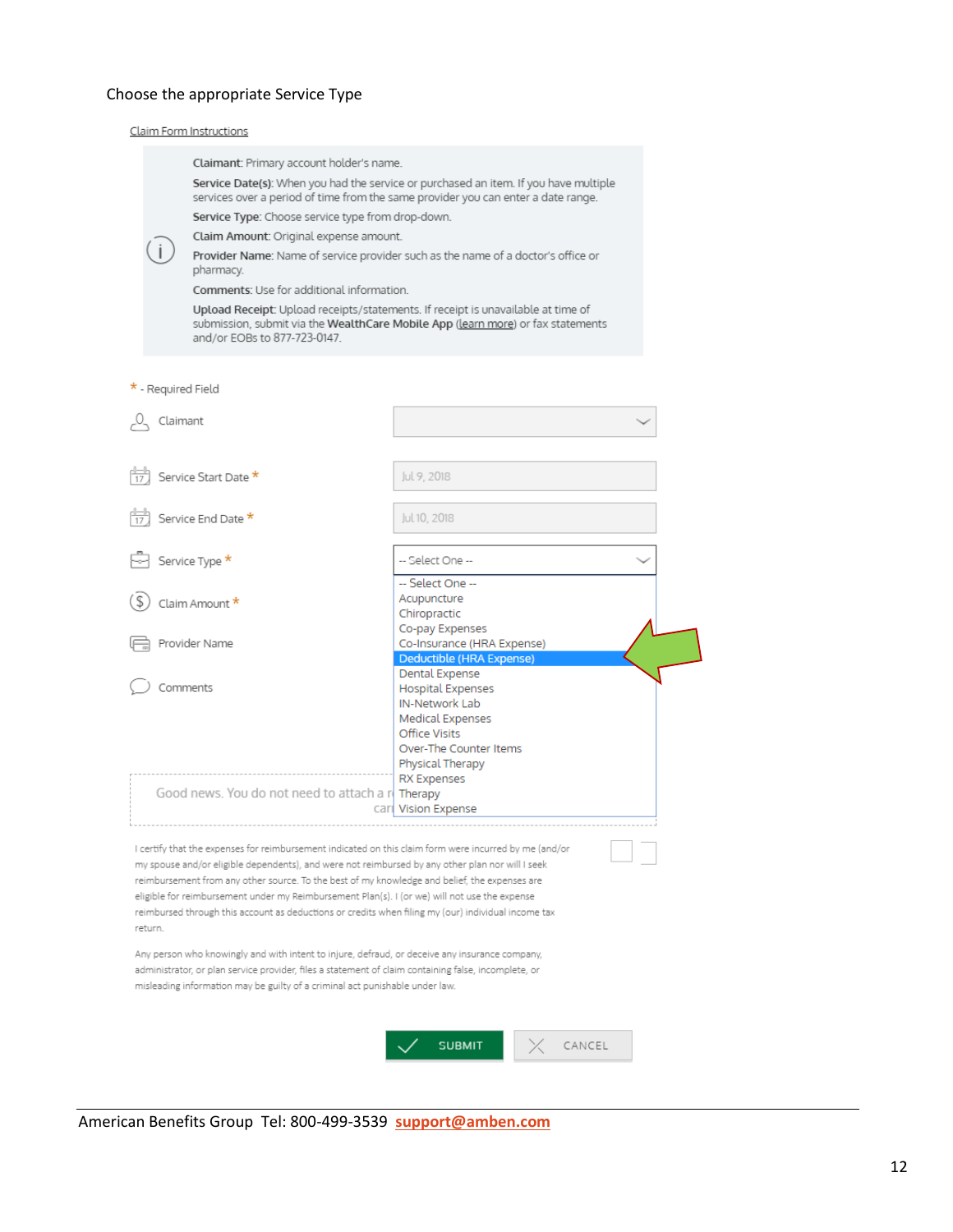Choose the appropriate Service Type

Claim Form Instructions

**Claimant**: Primary account holder's name.

**Service Date(s)**: When you had the service or purchased an item. If you have multiple services over a period of time from the same provider you can enter a date range.

**Service Type**: Choose service type from drop-down.

**Claim Amount**: Original expense amount.

**Provider Name**: Name of service provider such as the name of a doctor's office or pharmacy.

**Comments**: Use for additional information.

**Upload Receipt**: Upload receipts/statements. If receipt is unavailable at time of submission, submit via the **WealthCare Mobile App** (learn more) or fax statements and/or EOBs to 877-723-0147.

* - Required Field

Claimant

Service Start Date * Jul 9, 2018

Service End Date * Jul 10, 2018

Service Type * -- Select One --

- -- Select One --
- Acupuncture
- Chiropractic
- Co-pay Expenses
- Co-Insurance (HRA Expense)
- Deductible (HRA Expense)
- Dental Expense
- Hospital Expenses
- IN-Network Lab
- Medical Expenses
- Office Visits
- Over-The Counter Items
- Physical Therapy
- RX Expenses
- Therapy
- Vision Expense

Claim Amount *

Provider Name

Comments

Good news. You do not need to attach a r... car...

I certify that the expenses for reimbursement indicated on this claim form were incurred by me (and/or my spouse and/or eligible dependents), and were not reimbursed by any other plan nor will I seek reimbursement from any other source. To the best of my knowledge and belief, the expenses are eligible for reimbursement under my Reimbursement Plan(s). I (or we) will not use the expense reimbursed through this account as deductions or credits when filing my (our) individual income tax return.

Any person who knowingly and with intent to injure, defraud, or deceive any insurance company, administrator, or plan service provider, files a statement of claim containing false, incomplete, or misleading information may be guilty of a criminal act punishable under law.

SUBMIT CANCEL

American Benefits Group Tel: 800-499-3539 support@amben.com